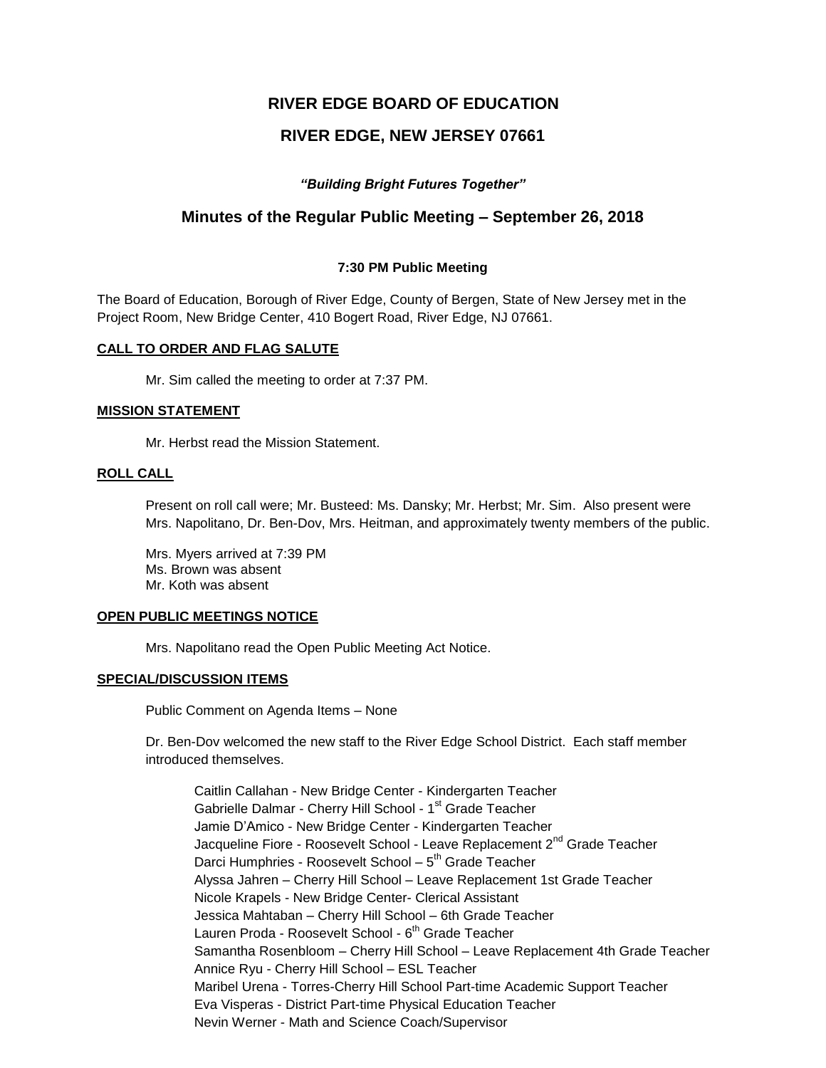# RIVER EDGE BOARD OF EDUCATION

# RIVER EDGE, NEW JERSEY 07661

***"Building Bright Futures Together"***

## Minutes of the Regular Public Meeting – September 26, 2018

**7:30 PM Public Meeting**

The Board of Education, Borough of River Edge, County of Bergen, State of New Jersey met in the Project Room, New Bridge Center, 410 Bogert Road, River Edge, NJ 07661.

**CALL TO ORDER AND FLAG SALUTE**

Mr. Sim called the meeting to order at 7:37 PM.

**MISSION STATEMENT**

Mr. Herbst read the Mission Statement.

**ROLL CALL**

Present on roll call were; Mr. Busteed: Ms. Dansky; Mr. Herbst; Mr. Sim. Also present were Mrs. Napolitano, Dr. Ben-Dov, Mrs. Heitman, and approximately twenty members of the public.

Mrs. Myers arrived at 7:39 PM
Ms. Brown was absent
Mr. Koth was absent

**OPEN PUBLIC MEETINGS NOTICE**

Mrs. Napolitano read the Open Public Meeting Act Notice.

**SPECIAL/DISCUSSION ITEMS**

Public Comment on Agenda Items – None

Dr. Ben-Dov welcomed the new staff to the River Edge School District. Each staff member introduced themselves.

Caitlin Callahan - New Bridge Center - Kindergarten Teacher
Gabrielle Dalmar - Cherry Hill School - 1st Grade Teacher
Jamie D'Amico - New Bridge Center - Kindergarten Teacher
Jacqueline Fiore - Roosevelt School - Leave Replacement 2nd Grade Teacher
Darci Humphries - Roosevelt School – 5th Grade Teacher
Alyssa Jahren – Cherry Hill School – Leave Replacement 1st Grade Teacher
Nicole Krapels - New Bridge Center- Clerical Assistant
Jessica Mahtaban – Cherry Hill School – 6th Grade Teacher
Lauren Proda - Roosevelt School - 6th Grade Teacher
Samantha Rosenbloom – Cherry Hill School – Leave Replacement 4th Grade Teacher
Annice Ryu - Cherry Hill School – ESL Teacher
Maribel Urena - Torres-Cherry Hill School Part-time Academic Support Teacher
Eva Visperas - District Part-time Physical Education Teacher
Nevin Werner - Math and Science Coach/Supervisor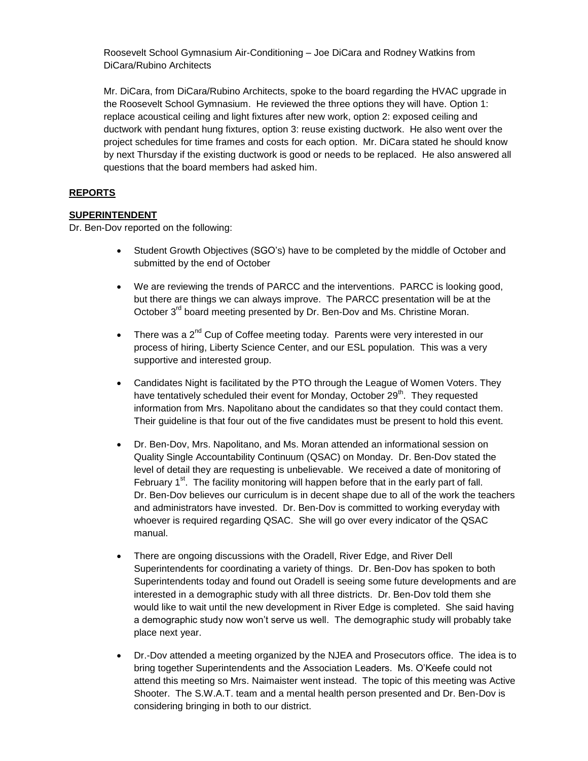Roosevelt School Gymnasium Air-Conditioning – Joe DiCara and Rodney Watkins from DiCara/Rubino Architects

Mr. DiCara, from DiCara/Rubino Architects, spoke to the board regarding the HVAC upgrade in the Roosevelt School Gymnasium. He reviewed the three options they will have. Option 1: replace acoustical ceiling and light fixtures after new work, option 2: exposed ceiling and ductwork with pendant hung fixtures, option 3: reuse existing ductwork. He also went over the project schedules for time frames and costs for each option. Mr. DiCara stated he should know by next Thursday if the existing ductwork is good or needs to be replaced. He also answered all questions that the board members had asked him.

**REPORTS**

**SUPERINTENDENT**

Dr. Ben-Dov reported on the following:

- Student Growth Objectives (SGO's) have to be completed by the middle of October and submitted by the end of October
- We are reviewing the trends of PARCC and the interventions. PARCC is looking good, but there are things we can always improve. The PARCC presentation will be at the October 3rd board meeting presented by Dr. Ben-Dov and Ms. Christine Moran.
- There was a 2nd Cup of Coffee meeting today. Parents were very interested in our process of hiring, Liberty Science Center, and our ESL population. This was a very supportive and interested group.
- Candidates Night is facilitated by the PTO through the League of Women Voters. They have tentatively scheduled their event for Monday, October 29th. They requested information from Mrs. Napolitano about the candidates so that they could contact them. Their guideline is that four out of the five candidates must be present to hold this event.
- Dr. Ben-Dov, Mrs. Napolitano, and Ms. Moran attended an informational session on Quality Single Accountability Continuum (QSAC) on Monday. Dr. Ben-Dov stated the level of detail they are requesting is unbelievable. We received a date of monitoring of February 1st. The facility monitoring will happen before that in the early part of fall. Dr. Ben-Dov believes our curriculum is in decent shape due to all of the work the teachers and administrators have invested. Dr. Ben-Dov is committed to working everyday with whoever is required regarding QSAC. She will go over every indicator of the QSAC manual.
- There are ongoing discussions with the Oradell, River Edge, and River Dell Superintendents for coordinating a variety of things. Dr. Ben-Dov has spoken to both Superintendents today and found out Oradell is seeing some future developments and are interested in a demographic study with all three districts. Dr. Ben-Dov told them she would like to wait until the new development in River Edge is completed. She said having a demographic study now won't serve us well. The demographic study will probably take place next year.
- Dr.-Dov attended a meeting organized by the NJEA and Prosecutors office. The idea is to bring together Superintendents and the Association Leaders. Ms. O'Keefe could not attend this meeting so Mrs. Naimaister went instead. The topic of this meeting was Active Shooter. The S.W.A.T. team and a mental health person presented and Dr. Ben-Dov is considering bringing in both to our district.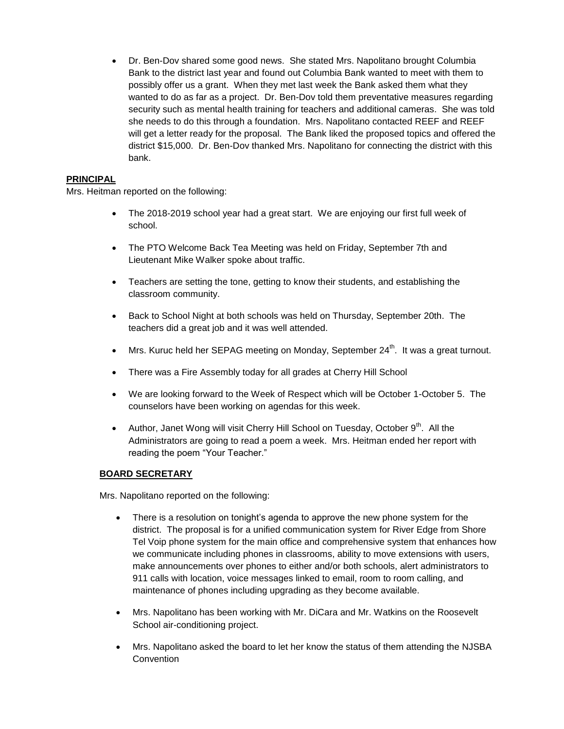- Dr. Ben-Dov shared some good news. She stated Mrs. Napolitano brought Columbia Bank to the district last year and found out Columbia Bank wanted to meet with them to possibly offer us a grant. When they met last week the Bank asked them what they wanted to do as far as a project. Dr. Ben-Dov told them preventative measures regarding security such as mental health training for teachers and additional cameras. She was told she needs to do this through a foundation. Mrs. Napolitano contacted REEF and REEF will get a letter ready for the proposal. The Bank liked the proposed topics and offered the district $15,000. Dr. Ben-Dov thanked Mrs. Napolitano for connecting the district with this bank.

**PRINCIPAL**

Mrs. Heitman reported on the following:

- The 2018-2019 school year had a great start. We are enjoying our first full week of school.
- The PTO Welcome Back Tea Meeting was held on Friday, September 7th and Lieutenant Mike Walker spoke about traffic.
- Teachers are setting the tone, getting to know their students, and establishing the classroom community.
- Back to School Night at both schools was held on Thursday, September 20th. The teachers did a great job and it was well attended.
- Mrs. Kuruc held her SEPAG meeting on Monday, September 24th. It was a great turnout.
- There was a Fire Assembly today for all grades at Cherry Hill School
- We are looking forward to the Week of Respect which will be October 1-October 5. The counselors have been working on agendas for this week.
- Author, Janet Wong will visit Cherry Hill School on Tuesday, October 9th. All the Administrators are going to read a poem a week. Mrs. Heitman ended her report with reading the poem "Your Teacher."

**BOARD SECRETARY**

Mrs. Napolitano reported on the following:

- There is a resolution on tonight's agenda to approve the new phone system for the district. The proposal is for a unified communication system for River Edge from Shore Tel Voip phone system for the main office and comprehensive system that enhances how we communicate including phones in classrooms, ability to move extensions with users, make announcements over phones to either and/or both schools, alert administrators to 911 calls with location, voice messages linked to email, room to room calling, and maintenance of phones including upgrading as they become available.
- Mrs. Napolitano has been working with Mr. DiCara and Mr. Watkins on the Roosevelt School air-conditioning project.
- Mrs. Napolitano asked the board to let her know the status of them attending the NJSBA Convention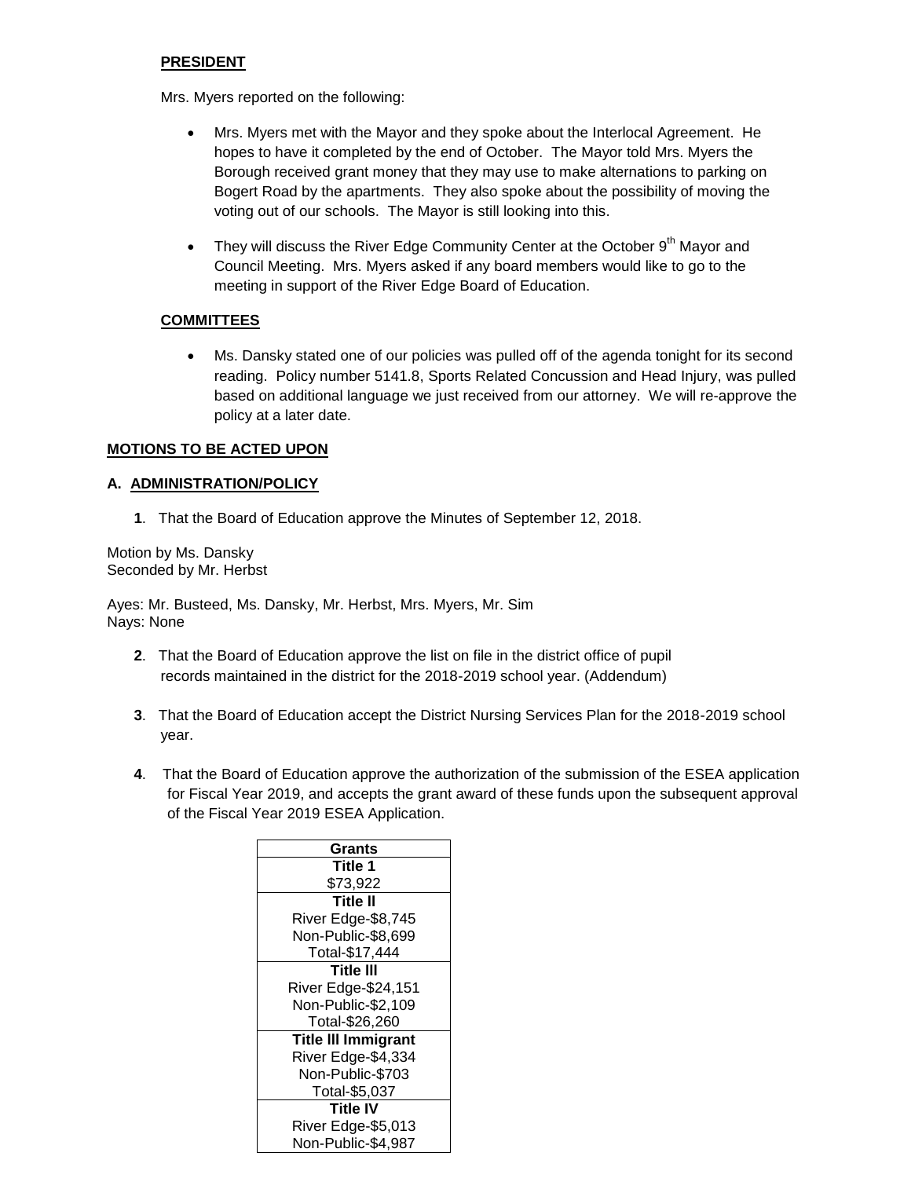**PRESIDENT**

Mrs. Myers reported on the following:

- Mrs. Myers met with the Mayor and they spoke about the Interlocal Agreement. He hopes to have it completed by the end of October. The Mayor told Mrs. Myers the Borough received grant money that they may use to make alternations to parking on Bogert Road by the apartments. They also spoke about the possibility of moving the voting out of our schools. The Mayor is still looking into this.

- They will discuss the River Edge Community Center at the October 9th Mayor and Council Meeting. Mrs. Myers asked if any board members would like to go to the meeting in support of the River Edge Board of Education.

**COMMITTEES**

- Ms. Dansky stated one of our policies was pulled off of the agenda tonight for its second reading. Policy number 5141.8, Sports Related Concussion and Head Injury, was pulled based on additional language we just received from our attorney. We will re-approve the policy at a later date.

**MOTIONS TO BE ACTED UPON**

**A. ADMINISTRATION/POLICY**

**1**. That the Board of Education approve the Minutes of September 12, 2018.

Motion by Ms. Dansky
Seconded by Mr. Herbst

Ayes: Mr. Busteed, Ms. Dansky, Mr. Herbst, Mrs. Myers, Mr. Sim
Nays: None

**2**. That the Board of Education approve the list on file in the district office of pupil records maintained in the district for the 2018-2019 school year. (Addendum)

**3**. That the Board of Education accept the District Nursing Services Plan for the 2018-2019 school year.

**4**. That the Board of Education approve the authorization of the submission of the ESEA application for Fiscal Year 2019, and accepts the grant award of these funds upon the subsequent approval of the Fiscal Year 2019 ESEA Application.

| Grants |
|---|
| **Title 1** |
| $73,922 |
| **Title II** |
| River Edge-$8,745 |
| Non-Public-$8,699 |
| Total-$17,444 |
| **Title III** |
| River Edge-$24,151 |
| Non-Public-$2,109 |
| Total-$26,260 |
| **Title III Immigrant** |
| River Edge-$4,334 |
| Non-Public-$703 |
| Total-$5,037 |
| **Title IV** |
| River Edge-$5,013 |
| Non-Public-$4,987 |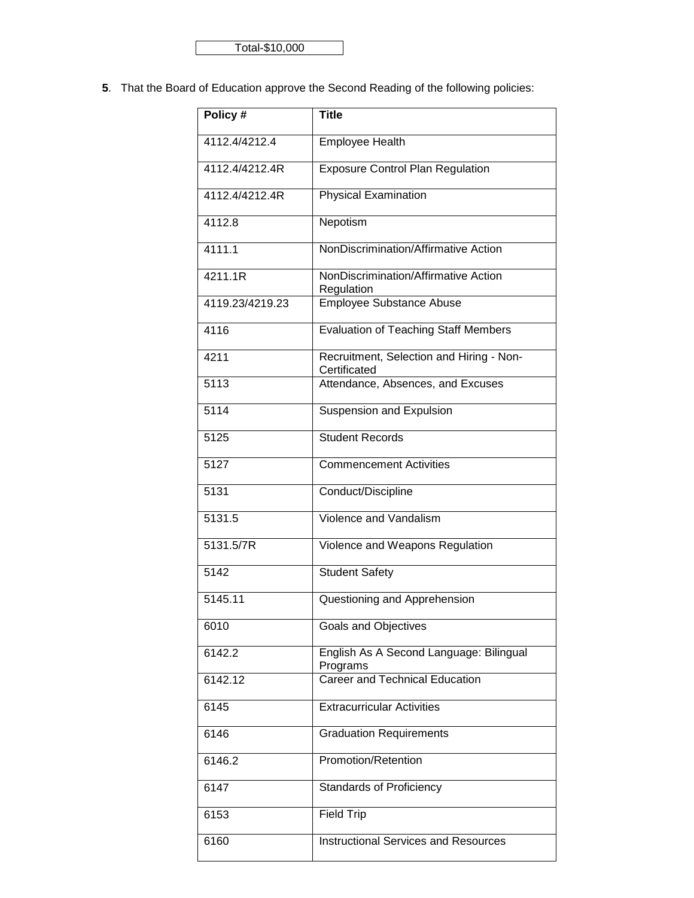| Total-$10,000 |
|---|

**5**. That the Board of Education approve the Second Reading of the following policies:

| Policy # | Title |
|---|---|
| 4112.4/4212.4 | Employee Health |
| 4112.4/4212.4R | Exposure Control Plan Regulation |
| 4112.4/4212.4R | Physical Examination |
| 4112.8 | Nepotism |
| 4111.1 | NonDiscrimination/Affirmative Action |
| 4211.1R | NonDiscrimination/Affirmative Action Regulation |
| 4119.23/4219.23 | Employee Substance Abuse |
| 4116 | Evaluation of Teaching Staff Members |
| 4211 | Recruitment, Selection and Hiring - Non-Certificated |
| 5113 | Attendance, Absences, and Excuses |
| 5114 | Suspension and Expulsion |
| 5125 | Student Records |
| 5127 | Commencement Activities |
| 5131 | Conduct/Discipline |
| 5131.5 | Violence and Vandalism |
| 5131.5/7R | Violence and Weapons Regulation |
| 5142 | Student Safety |
| 5145.11 | Questioning and Apprehension |
| 6010 | Goals and Objectives |
| 6142.2 | English As A Second Language: Bilingual Programs |
| 6142.12 | Career and Technical Education |
| 6145 | Extracurricular Activities |
| 6146 | Graduation Requirements |
| 6146.2 | Promotion/Retention |
| 6147 | Standards of Proficiency |
| 6153 | Field Trip |
| 6160 | Instructional Services and Resources |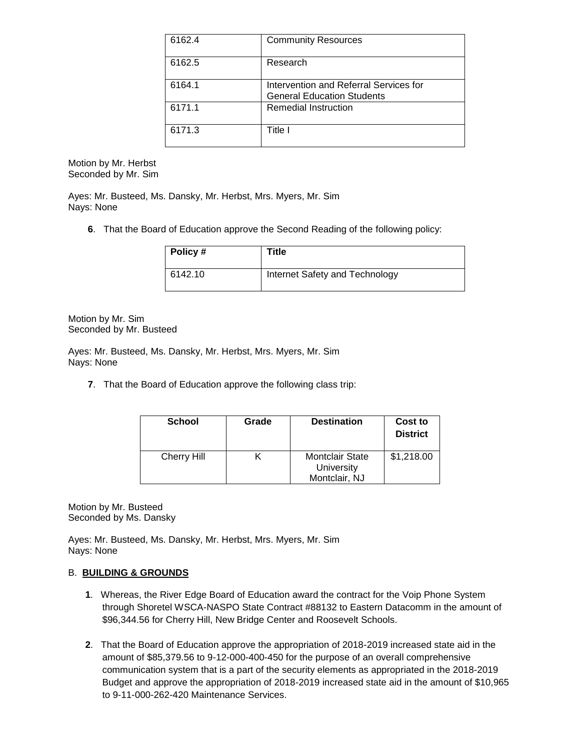| 6162.4 | Community Resources |
| --- | --- |
| 6162.5 | Research |
| 6164.1 | Intervention and Referral Services for General Education Students |
| 6171.1 | Remedial Instruction |
| 6171.3 | Title I |

Motion by Mr. Herbst
Seconded by Mr. Sim

Ayes: Mr. Busteed, Ms. Dansky, Mr. Herbst, Mrs. Myers, Mr. Sim
Nays: None

**6**. That the Board of Education approve the Second Reading of the following policy:

| Policy # | Title |
| --- | --- |
| 6142.10 | Internet Safety and Technology |

Motion by Mr. Sim
Seconded by Mr. Busteed

Ayes: Mr. Busteed, Ms. Dansky, Mr. Herbst, Mrs. Myers, Mr. Sim
Nays: None

**7**. That the Board of Education approve the following class trip:

| School | Grade | Destination | Cost to District |
| --- | --- | --- | --- |
| Cherry Hill | K | Montclair State University Montclair, NJ | $1,218.00 |

Motion by Mr. Busteed
Seconded by Ms. Dansky

Ayes: Mr. Busteed, Ms. Dansky, Mr. Herbst, Mrs. Myers, Mr. Sim
Nays: None

B. **BUILDING & GROUNDS**

**1**. Whereas, the River Edge Board of Education award the contract for the Voip Phone System through Shoretel WSCA-NASPO State Contract #88132 to Eastern Datacomm in the amount of $96,344.56 for Cherry Hill, New Bridge Center and Roosevelt Schools.

**2**. That the Board of Education approve the appropriation of 2018-2019 increased state aid in the amount of $85,379.56 to 9-12-000-400-450 for the purpose of an overall comprehensive communication system that is a part of the security elements as appropriated in the 2018-2019 Budget and approve the appropriation of 2018-2019 increased state aid in the amount of $10,965 to 9-11-000-262-420 Maintenance Services.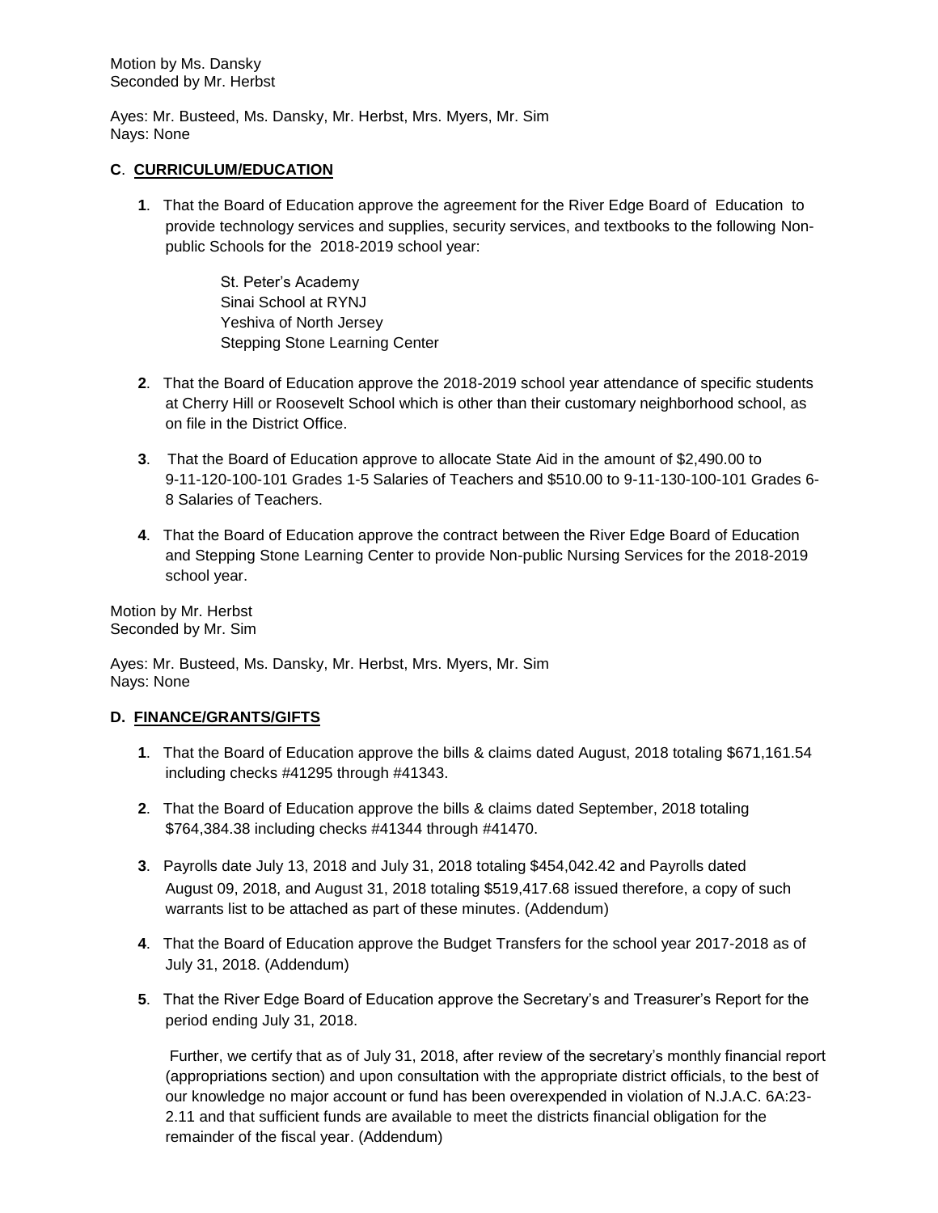Motion by Ms. Dansky
Seconded by Mr. Herbst

Ayes: Mr. Busteed, Ms. Dansky, Mr. Herbst, Mrs. Myers, Mr. Sim
Nays: None

**C**. **CURRICULUM/EDUCATION**

**1**. That the Board of Education approve the agreement for the River Edge Board of Education to provide technology services and supplies, security services, and textbooks to the following Non-public Schools for the 2018-2019 school year:

St. Peter's Academy
Sinai School at RYNJ
Yeshiva of North Jersey
Stepping Stone Learning Center

**2**. That the Board of Education approve the 2018-2019 school year attendance of specific students at Cherry Hill or Roosevelt School which is other than their customary neighborhood school, as on file in the District Office.

**3**. That the Board of Education approve to allocate State Aid in the amount of $2,490.00 to 9-11-120-100-101 Grades 1-5 Salaries of Teachers and $510.00 to 9-11-130-100-101 Grades 6-8 Salaries of Teachers.

**4**. That the Board of Education approve the contract between the River Edge Board of Education and Stepping Stone Learning Center to provide Non-public Nursing Services for the 2018-2019 school year.

Motion by Mr. Herbst
Seconded by Mr. Sim

Ayes: Mr. Busteed, Ms. Dansky, Mr. Herbst, Mrs. Myers, Mr. Sim
Nays: None

**D. FINANCE/GRANTS/GIFTS**

**1**. That the Board of Education approve the bills & claims dated August, 2018 totaling $671,161.54 including checks #41295 through #41343.

**2**. That the Board of Education approve the bills & claims dated September, 2018 totaling $764,384.38 including checks #41344 through #41470.

**3**. Payrolls date July 13, 2018 and July 31, 2018 totaling $454,042.42 and Payrolls dated August 09, 2018, and August 31, 2018 totaling $519,417.68 issued therefore, a copy of such warrants list to be attached as part of these minutes. (Addendum)

**4**. That the Board of Education approve the Budget Transfers for the school year 2017-2018 as of July 31, 2018. (Addendum)

**5**. That the River Edge Board of Education approve the Secretary's and Treasurer's Report for the period ending July 31, 2018.

Further, we certify that as of July 31, 2018, after review of the secretary's monthly financial report (appropriations section) and upon consultation with the appropriate district officials, to the best of our knowledge no major account or fund has been overexpended in violation of N.J.A.C. 6A:23-2.11 and that sufficient funds are available to meet the districts financial obligation for the remainder of the fiscal year. (Addendum)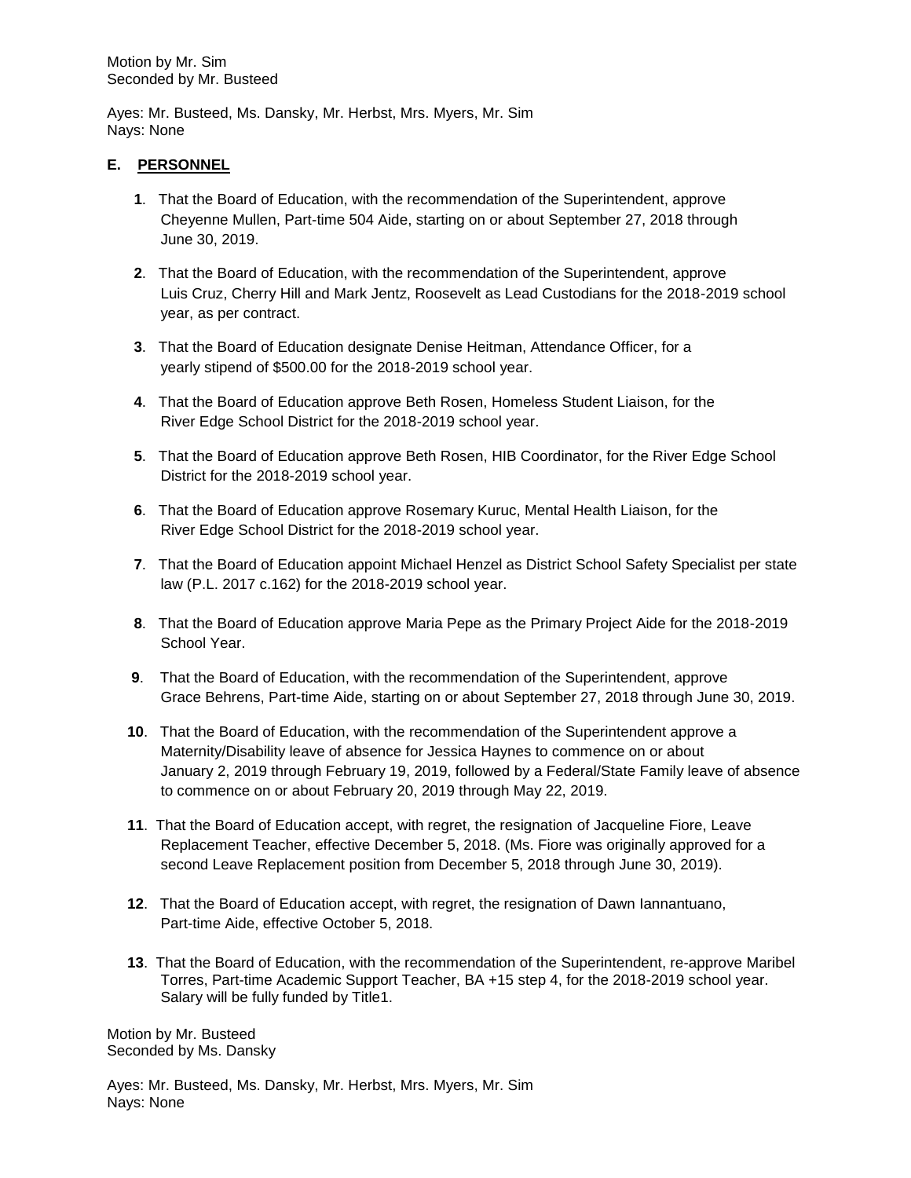Motion by Mr. Sim
Seconded by Mr. Busteed

Ayes: Mr. Busteed, Ms. Dansky, Mr. Herbst, Mrs. Myers, Mr. Sim
Nays: None

### E. PERSONNEL

**1**. That the Board of Education, with the recommendation of the Superintendent, approve Cheyenne Mullen, Part-time 504 Aide, starting on or about September 27, 2018 through June 30, 2019.

**2**. That the Board of Education, with the recommendation of the Superintendent, approve Luis Cruz, Cherry Hill and Mark Jentz, Roosevelt as Lead Custodians for the 2018-2019 school year, as per contract.

**3**. That the Board of Education designate Denise Heitman, Attendance Officer, for a yearly stipend of $500.00 for the 2018-2019 school year.

**4**. That the Board of Education approve Beth Rosen, Homeless Student Liaison, for the River Edge School District for the 2018-2019 school year.

**5**. That the Board of Education approve Beth Rosen, HIB Coordinator, for the River Edge School District for the 2018-2019 school year.

**6**. That the Board of Education approve Rosemary Kuruc, Mental Health Liaison, for the River Edge School District for the 2018-2019 school year.

**7**. That the Board of Education appoint Michael Henzel as District School Safety Specialist per state law (P.L. 2017 c.162) for the 2018-2019 school year.

**8**. That the Board of Education approve Maria Pepe as the Primary Project Aide for the 2018-2019 School Year.

**9**. That the Board of Education, with the recommendation of the Superintendent, approve Grace Behrens, Part-time Aide, starting on or about September 27, 2018 through June 30, 2019.

**10**. That the Board of Education, with the recommendation of the Superintendent approve a Maternity/Disability leave of absence for Jessica Haynes to commence on or about January 2, 2019 through February 19, 2019, followed by a Federal/State Family leave of absence to commence on or about February 20, 2019 through May 22, 2019.

**11**. That the Board of Education accept, with regret, the resignation of Jacqueline Fiore, Leave Replacement Teacher, effective December 5, 2018. (Ms. Fiore was originally approved for a second Leave Replacement position from December 5, 2018 through June 30, 2019).

**12**. That the Board of Education accept, with regret, the resignation of Dawn Iannantuano, Part-time Aide, effective October 5, 2018.

**13**. That the Board of Education, with the recommendation of the Superintendent, re-approve Maribel Torres, Part-time Academic Support Teacher, BA +15 step 4, for the 2018-2019 school year. Salary will be fully funded by Title1.

Motion by Mr. Busteed
Seconded by Ms. Dansky

Ayes: Mr. Busteed, Ms. Dansky, Mr. Herbst, Mrs. Myers, Mr. Sim
Nays: None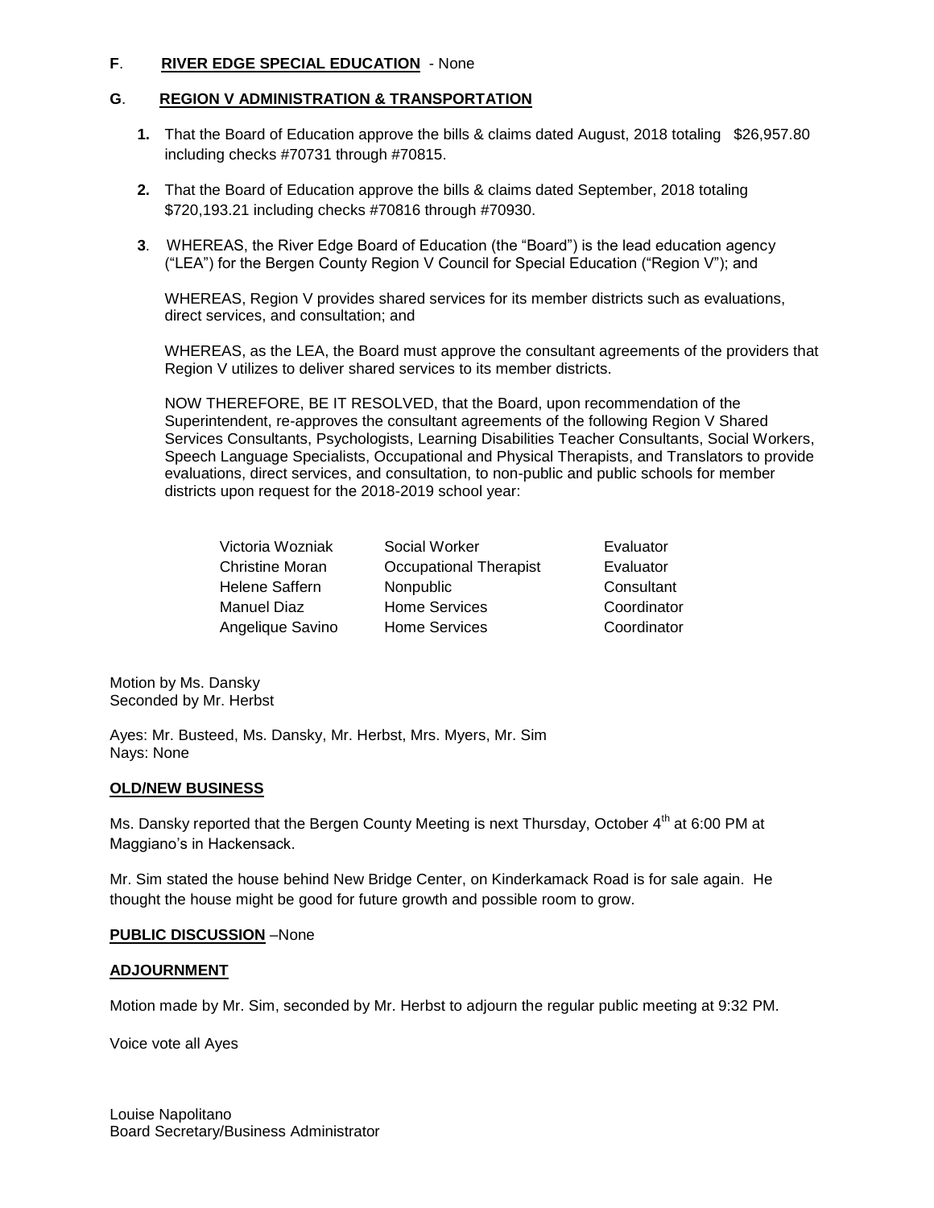**F**. **RIVER EDGE SPECIAL EDUCATION** - None

**G**. **REGION V ADMINISTRATION & TRANSPORTATION**

1. That the Board of Education approve the bills & claims dated August, 2018 totaling $26,957.80 including checks #70731 through #70815.

2. That the Board of Education approve the bills & claims dated September, 2018 totaling $720,193.21 including checks #70816 through #70930.

3. WHEREAS, the River Edge Board of Education (the "Board") is the lead education agency ("LEA") for the Bergen County Region V Council for Special Education ("Region V"); and

   WHEREAS, Region V provides shared services for its member districts such as evaluations, direct services, and consultation; and

   WHEREAS, as the LEA, the Board must approve the consultant agreements of the providers that Region V utilizes to deliver shared services to its member districts.

   NOW THEREFORE, BE IT RESOLVED, that the Board, upon recommendation of the Superintendent, re-approves the consultant agreements of the following Region V Shared Services Consultants, Psychologists, Learning Disabilities Teacher Consultants, Social Workers, Speech Language Specialists, Occupational and Physical Therapists, and Translators to provide evaluations, direct services, and consultation, to non-public and public schools for member districts upon request for the 2018-2019 school year:

| | | |
|---|---|---|
| Victoria Wozniak | Social Worker | Evaluator |
| Christine Moran | Occupational Therapist | Evaluator |
| Helene Saffern | Nonpublic | Consultant |
| Manuel Diaz | Home Services | Coordinator |
| Angelique Savino | Home Services | Coordinator |

Motion by Ms. Dansky
Seconded by Mr. Herbst

Ayes: Mr. Busteed, Ms. Dansky, Mr. Herbst, Mrs. Myers, Mr. Sim
Nays: None

**OLD/NEW BUSINESS**

Ms. Dansky reported that the Bergen County Meeting is next Thursday, October 4th at 6:00 PM at Maggiano's in Hackensack.

Mr. Sim stated the house behind New Bridge Center, on Kinderkamack Road is for sale again. He thought the house might be good for future growth and possible room to grow.

**PUBLIC DISCUSSION** –None

**ADJOURNMENT**

Motion made by Mr. Sim, seconded by Mr. Herbst to adjourn the regular public meeting at 9:32 PM.

Voice vote all Ayes

Louise Napolitano
Board Secretary/Business Administrator